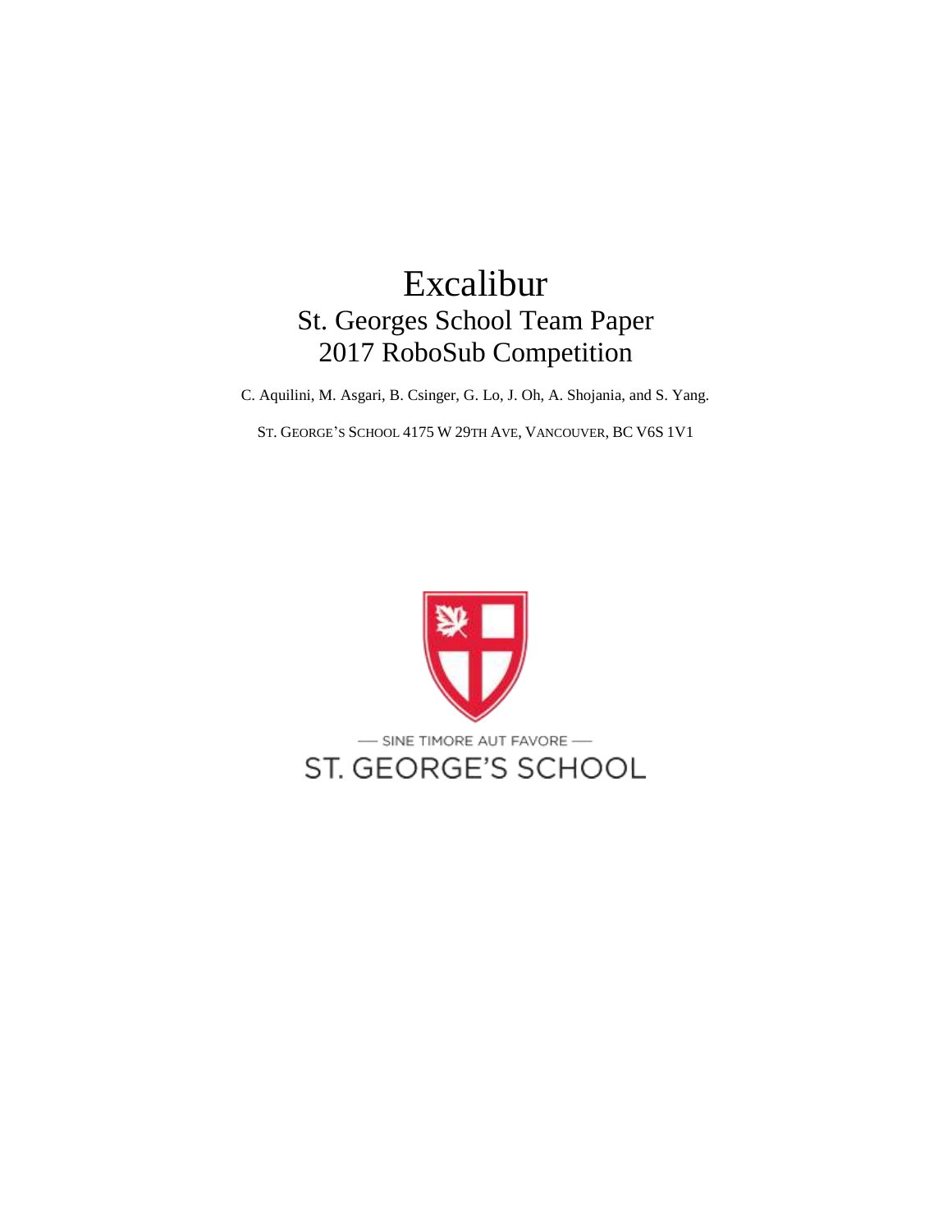# Excalibur

## St. Georges School Team Paper
## 2017 RoboSub Competition

C. Aquilini, M. Asgari, B. Csinger, G. Lo, J. Oh, A. Shojania, and S. Yang.

ST. GEORGE'S SCHOOL 4175 W 29TH AVE, VANCOUVER, BC V6S 1V1

— SINE TIMORE AUT FAVORE —

ST. GEORGE'S SCHOOL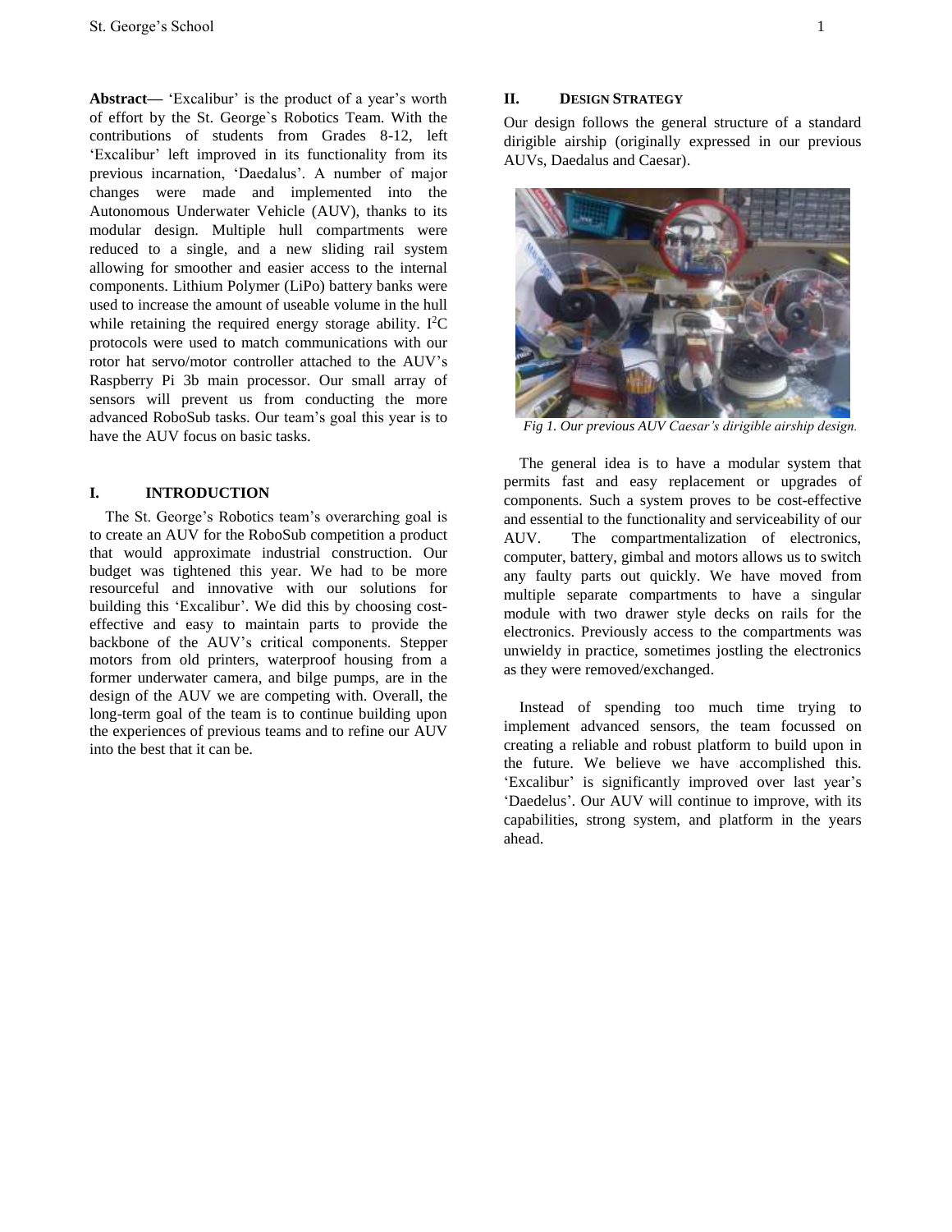**Abstract—** 'Excalibur' is the product of a year's worth of effort by the St. George`s Robotics Team. With the contributions of students from Grades 8-12, left 'Excalibur' left improved in its functionality from its previous incarnation, 'Daedalus'. A number of major changes were made and implemented into the Autonomous Underwater Vehicle (AUV), thanks to its modular design. Multiple hull compartments were reduced to a single, and a new sliding rail system allowing for smoother and easier access to the internal components. Lithium Polymer (LiPo) battery banks were used to increase the amount of useable volume in the hull while retaining the required energy storage ability. $I^2C$ protocols were used to match communications with our rotor hat servo/motor controller attached to the AUV's Raspberry Pi 3b main processor. Our small array of sensors will prevent us from conducting the more advanced RoboSub tasks. Our team's goal this year is to have the AUV focus on basic tasks.

## I. INTRODUCTION

The St. George's Robotics team's overarching goal is to create an AUV for the RoboSub competition a product that would approximate industrial construction. Our budget was tightened this year. We had to be more resourceful and innovative with our solutions for building this 'Excalibur'. We did this by choosing cost-effective and easy to maintain parts to provide the backbone of the AUV's critical components. Stepper motors from old printers, waterproof housing from a former underwater camera, and bilge pumps, are in the design of the AUV we are competing with. Overall, the long-term goal of the team is to continue building upon the experiences of previous teams and to refine our AUV into the best that it can be.

## II. DESIGN STRATEGY

Our design follows the general structure of a standard dirigible airship (originally expressed in our previous AUVs, Daedalus and Caesar).

*Fig 1. Our previous AUV Caesar's dirigible airship design.*

The general idea is to have a modular system that permits fast and easy replacement or upgrades of components. Such a system proves to be cost-effective and essential to the functionality and serviceability of our AUV. The compartmentalization of electronics, computer, battery, gimbal and motors allows us to switch any faulty parts out quickly. We have moved from multiple separate compartments to have a singular module with two drawer style decks on rails for the electronics. Previously access to the compartments was unwieldy in practice, sometimes jostling the electronics as they were removed/exchanged.

Instead of spending too much time trying to implement advanced sensors, the team focussed on creating a reliable and robust platform to build upon in the future. We believe we have accomplished this. 'Excalibur' is significantly improved over last year's 'Daedelus'. Our AUV will continue to improve, with its capabilities, strong system, and platform in the years ahead.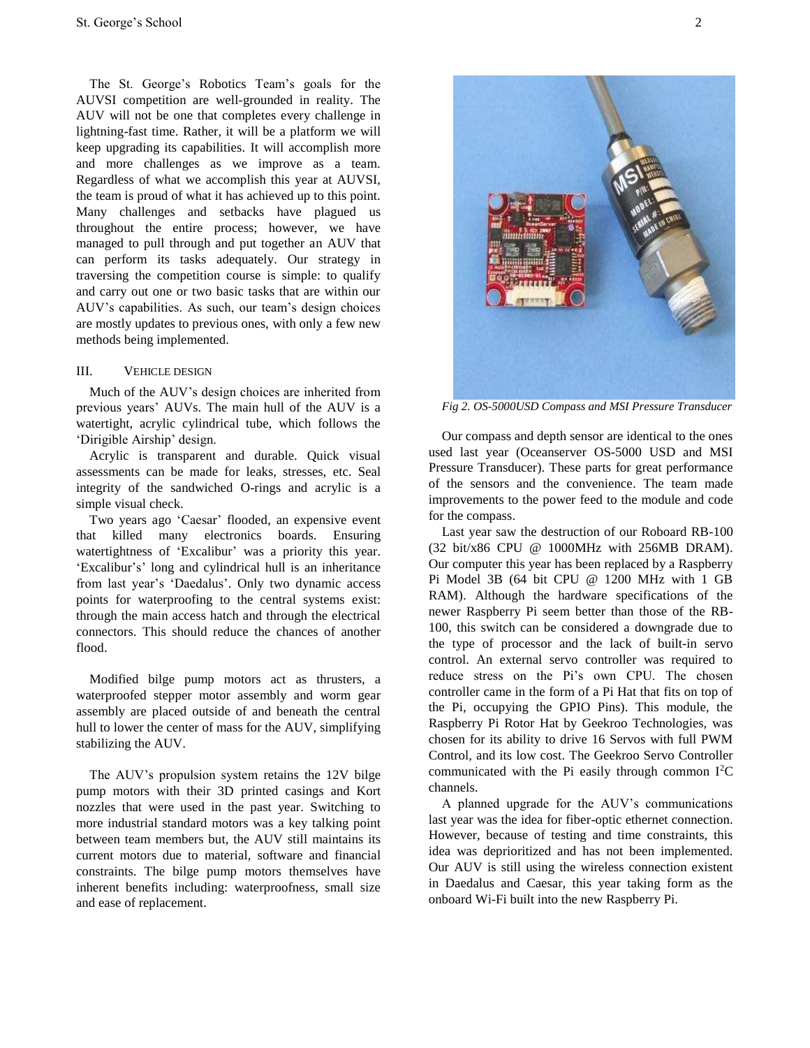The St. George's Robotics Team's goals for the AUVSI competition are well-grounded in reality. The AUV will not be one that completes every challenge in lightning-fast time. Rather, it will be a platform we will keep upgrading its capabilities. It will accomplish more and more challenges as we improve as a team. Regardless of what we accomplish this year at AUVSI, the team is proud of what it has achieved up to this point. Many challenges and setbacks have plagued us throughout the entire process; however, we have managed to pull through and put together an AUV that can perform its tasks adequately. Our strategy in traversing the competition course is simple: to qualify and carry out one or two basic tasks that are within our AUV's capabilities. As such, our team's design choices are mostly updates to previous ones, with only a few new methods being implemented.

## III. Vehicle Design

Much of the AUV's design choices are inherited from previous years' AUVs. The main hull of the AUV is a watertight, acrylic cylindrical tube, which follows the 'Dirigible Airship' design.

Acrylic is transparent and durable. Quick visual assessments can be made for leaks, stresses, etc. Seal integrity of the sandwiched O-rings and acrylic is a simple visual check.

Two years ago 'Caesar' flooded, an expensive event that killed many electronics boards. Ensuring watertightness of 'Excalibur' was a priority this year. 'Excalibur's' long and cylindrical hull is an inheritance from last year's 'Daedalus'. Only two dynamic access points for waterproofing to the central systems exist: through the main access hatch and through the electrical connectors. This should reduce the chances of another flood.

Modified bilge pump motors act as thrusters, a waterproofed stepper motor assembly and worm gear assembly are placed outside of and beneath the central hull to lower the center of mass for the AUV, simplifying stabilizing the AUV.

The AUV's propulsion system retains the 12V bilge pump motors with their 3D printed casings and Kort nozzles that were used in the past year. Switching to more industrial standard motors was a key talking point between team members but, the AUV still maintains its current motors due to material, software and financial constraints. The bilge pump motors themselves have inherent benefits including: waterproofness, small size and ease of replacement.

*Fig 2. OS-5000USD Compass and MSI Pressure Transducer*

Our compass and depth sensor are identical to the ones used last year (Oceanserver OS-5000 USD and MSI Pressure Transducer). These parts for great performance of the sensors and the convenience. The team made improvements to the power feed to the module and code for the compass.

Last year saw the destruction of our Roboard RB-100 (32 bit/x86 CPU @ 1000MHz with 256MB DRAM). Our computer this year has been replaced by a Raspberry Pi Model 3B (64 bit CPU @ 1200 MHz with 1 GB RAM). Although the hardware specifications of the newer Raspberry Pi seem better than those of the RB-100, this switch can be considered a downgrade due to the type of processor and the lack of built-in servo control. An external servo controller was required to reduce stress on the Pi's own CPU. The chosen controller came in the form of a Pi Hat that fits on top of the Pi, occupying the GPIO Pins). This module, the Raspberry Pi Rotor Hat by Geekroo Technologies, was chosen for its ability to drive 16 Servos with full PWM Control, and its low cost. The Geekroo Servo Controller communicated with the Pi easily through common $I^2C$ channels.

A planned upgrade for the AUV's communications last year was the idea for fiber-optic ethernet connection. However, because of testing and time constraints, this idea was deprioritized and has not been implemented. Our AUV is still using the wireless connection existent in Daedalus and Caesar, this year taking form as the onboard Wi-Fi built into the new Raspberry Pi.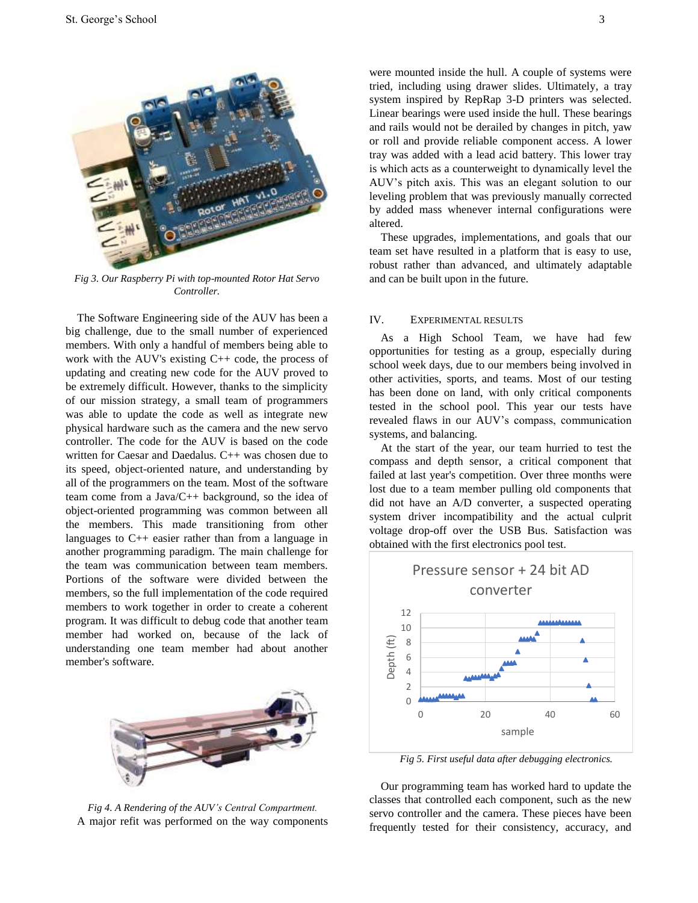Fig 3. Our Raspberry Pi with top-mounted Rotor Hat Servo Controller.

The Software Engineering side of the AUV has been a big challenge, due to the small number of experienced members. With only a handful of members being able to work with the AUV's existing C++ code, the process of updating and creating new code for the AUV proved to be extremely difficult. However, thanks to the simplicity of our mission strategy, a small team of programmers was able to update the code as well as integrate new physical hardware such as the camera and the new servo controller. The code for the AUV is based on the code written for Caesar and Daedalus. C++ was chosen due to its speed, object-oriented nature, and understanding by all of the programmers on the team. Most of the software team come from a Java/C++ background, so the idea of object-oriented programming was common between all the members. This made transitioning from other languages to C++ easier rather than from a language in another programming paradigm. The main challenge for the team was communication between team members. Portions of the software were divided between the members, so the full implementation of the code required members to work together in order to create a coherent program. It was difficult to debug code that another team member had worked on, because of the lack of understanding one team member had about another member's software.

Fig 4. A Rendering of the AUV's Central Compartment.

A major refit was performed on the way components were mounted inside the hull. A couple of systems were tried, including using drawer slides. Ultimately, a tray system inspired by RepRap 3-D printers was selected. Linear bearings were used inside the hull. These bearings and rails would not be derailed by changes in pitch, yaw or roll and provide reliable component access. A lower tray was added with a lead acid battery. This lower tray is which acts as a counterweight to dynamically level the AUV's pitch axis. This was an elegant solution to our leveling problem that was previously manually corrected by added mass whenever internal configurations were altered.

These upgrades, implementations, and goals that our team set have resulted in a platform that is easy to use, robust rather than advanced, and ultimately adaptable and can be built upon in the future.

## IV. Experimental Results

As a High School Team, we have had few opportunities for testing as a group, especially during school week days, due to our members being involved in other activities, sports, and teams. Most of our testing has been done on land, with only critical components tested in the school pool. This year our tests have revealed flaws in our AUV's compass, communication systems, and balancing.

At the start of the year, our team hurried to test the compass and depth sensor, a critical component that failed at last year's competition. Over three months were lost due to a team member pulling old components that did not have an A/D converter, a suspected operating system driver incompatibility and the actual culprit voltage drop-off over the USB Bus. Satisfaction was obtained with the first electronics pool test.

Pressure sensor + 24 bit AD converter

Fig 5. First useful data after debugging electronics.

Our programming team has worked hard to update the classes that controlled each component, such as the new servo controller and the camera. These pieces have been frequently tested for their consistency, accuracy, and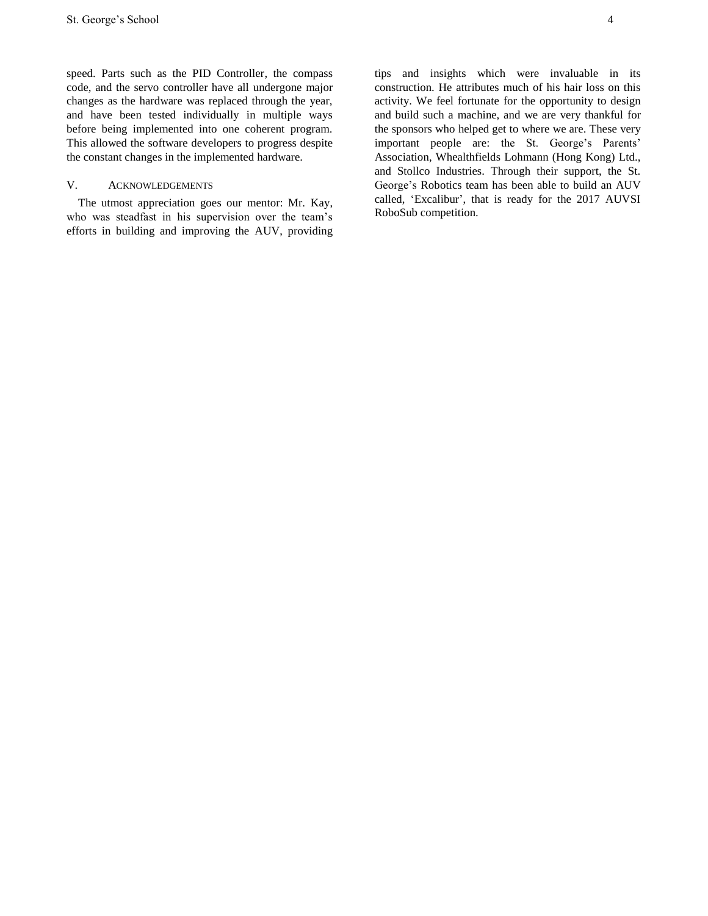speed. Parts such as the PID Controller, the compass code, and the servo controller have all undergone major changes as the hardware was replaced through the year, and have been tested individually in multiple ways before being implemented into one coherent program. This allowed the software developers to progress despite the constant changes in the implemented hardware.

## V. Acknowledgements

The utmost appreciation goes our mentor: Mr. Kay, who was steadfast in his supervision over the team's efforts in building and improving the AUV, providing tips and insights which were invaluable in its construction. He attributes much of his hair loss on this activity. We feel fortunate for the opportunity to design and build such a machine, and we are very thankful for the sponsors who helped get to where we are. These very important people are: the St. George's Parents' Association, Whealthfields Lohmann (Hong Kong) Ltd., and Stollco Industries. Through their support, the St. George's Robotics team has been able to build an AUV called, 'Excalibur', that is ready for the 2017 AUVSI RoboSub competition.